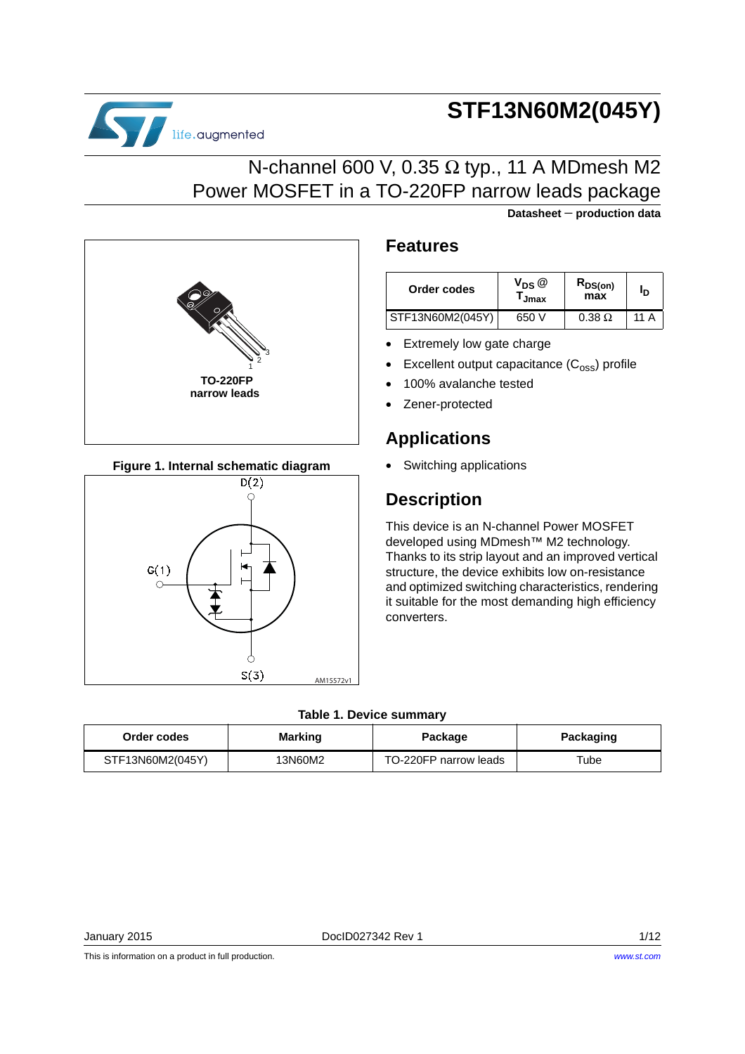# STF13N60M2(045Y)

## N-channel 600 V, 0.35 Ω typ., 11 A MDmesh M2 Power MOSFET in a TO-220FP narrow leads package

**Datasheet − production data**

TO-220FP narrow leads

**Figure 1. Internal schematic diagram**

D(2)

G(1)

S(3)

AM15572v1

## Features

| Order codes | $V_{DS}$ @ $T_{Jmax}$ | $R_{DS(on)}$ max | $I_D$ |
|---|---|---|---|
| STF13N60M2(045Y) | 650 V | 0.38 Ω | 11 A |

- Extremely low gate charge
- Excellent output capacitance ($C_{oss}$) profile
- 100% avalanche tested
- Zener-protected

## Applications

- Switching applications

## Description

This device is an N-channel Power MOSFET developed using MDmesh™ M2 technology. Thanks to its strip layout and an improved vertical structure, the device exhibits low on-resistance and optimized switching characteristics, rendering it suitable for the most demanding high efficiency converters.

**Table 1. Device summary**

| Order codes | Marking | Package | Packaging |
|---|---|---|---|
| STF13N60M2(045Y) | 13N60M2 | TO-220FP narrow leads | Tube |

January 2015 DocID027342 Rev 1

This is information on a product in full production. *www.st.com*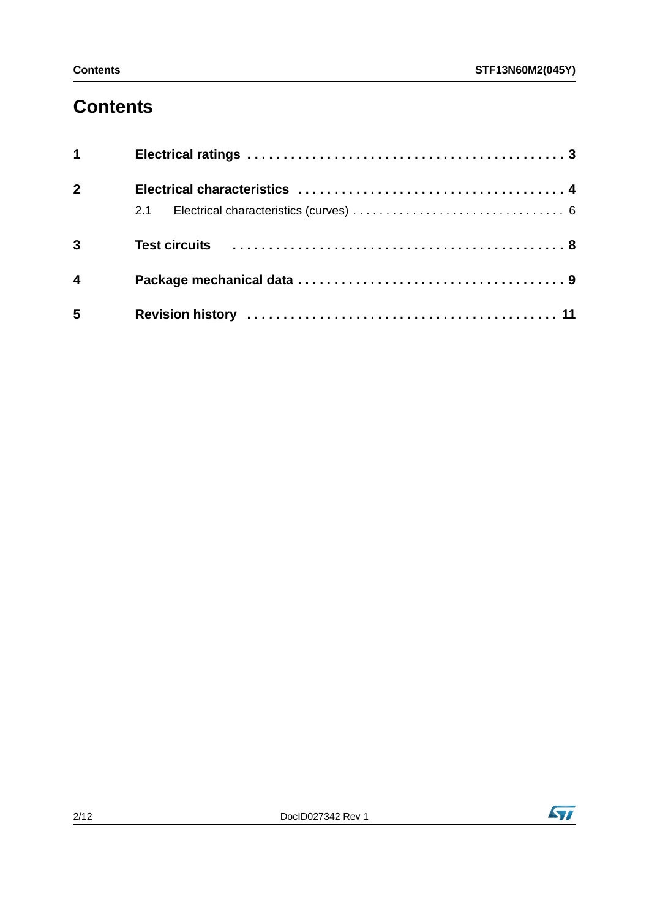# Contents

| | | |
|---|---|---|
| **1** | **Electrical ratings** | **3** |
| **2** | **Electrical characteristics** | **4** |
| | 2.1 Electrical characteristics (curves) | 6 |
| **3** | **Test circuits** | **8** |
| **4** | **Package mechanical data** | **9** |
| **5** | **Revision history** | **11** |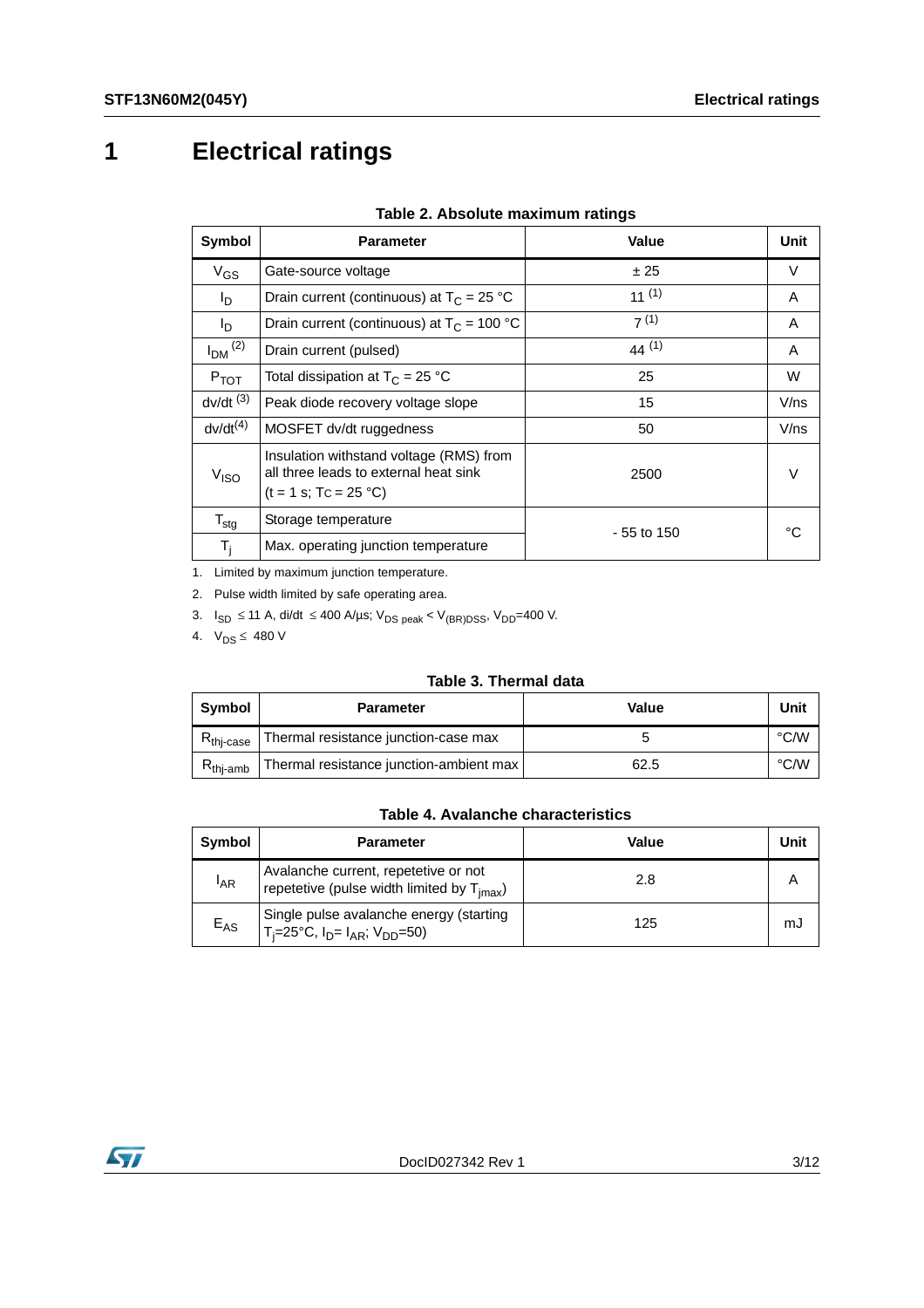# 1 Electrical ratings

**Table 2. Absolute maximum ratings**

| Symbol | Parameter | Value | Unit |
|---|---|---|---|
| $V_{GS}$ | Gate-source voltage | ± 25 | V |
| $I_D$ | Drain current (continuous) at $T_C$ = 25 °C | 11 [1] | A |
| $I_D$ | Drain current (continuous) at $T_C$ = 100 °C | 7 [1] | A |
| $I_{DM}$ [2] | Drain current (pulsed) | 44 [1] | A |
| $P_{TOT}$ | Total dissipation at $T_C$ = 25 °C | 25 | W |
| dv/dt [3] | Peak diode recovery voltage slope | 15 | V/ns |
| dv/dt[4] | MOSFET dv/dt ruggedness | 50 | V/ns |
| $V_{ISO}$ | Insulation withstand voltage (RMS) from all three leads to external heat sink (t = 1 s; Tc = 25 °C) | 2500 | V |
| $T_{stg}$ | Storage temperature | - 55 to 150 | °C |
| $T_j$ | Max. operating junction temperature | | |

1. Limited by maximum junction temperature.
2. Pulse width limited by safe operating area.
3. $I_{SD}$ ≤ 11 A, di/dt ≤ 400 A/µs; $V_{DS\ peak} < V_{(BR)DSS}$, $V_{DD}$=400 V.
4. $V_{DS}$ ≤ 480 V

**Table 3. Thermal data**

| Symbol | Parameter | Value | Unit |
|---|---|---|---|
| $R_{thj\text{-}case}$ | Thermal resistance junction-case max | 5 | °C/W |
| $R_{thj\text{-}amb}$ | Thermal resistance junction-ambient max | 62.5 | °C/W |

**Table 4. Avalanche characteristics**

| Symbol | Parameter | Value | Unit |
|---|---|---|---|
| $I_{AR}$ | Avalanche current, repetetive or not repetetive (pulse width limited by $T_{jmax}$) | 2.8 | A |
| $E_{AS}$ | Single pulse avalanche energy (starting $T_j$=25°C, $I_D$= $I_{AR}$; $V_{DD}$=50) | 125 | mJ |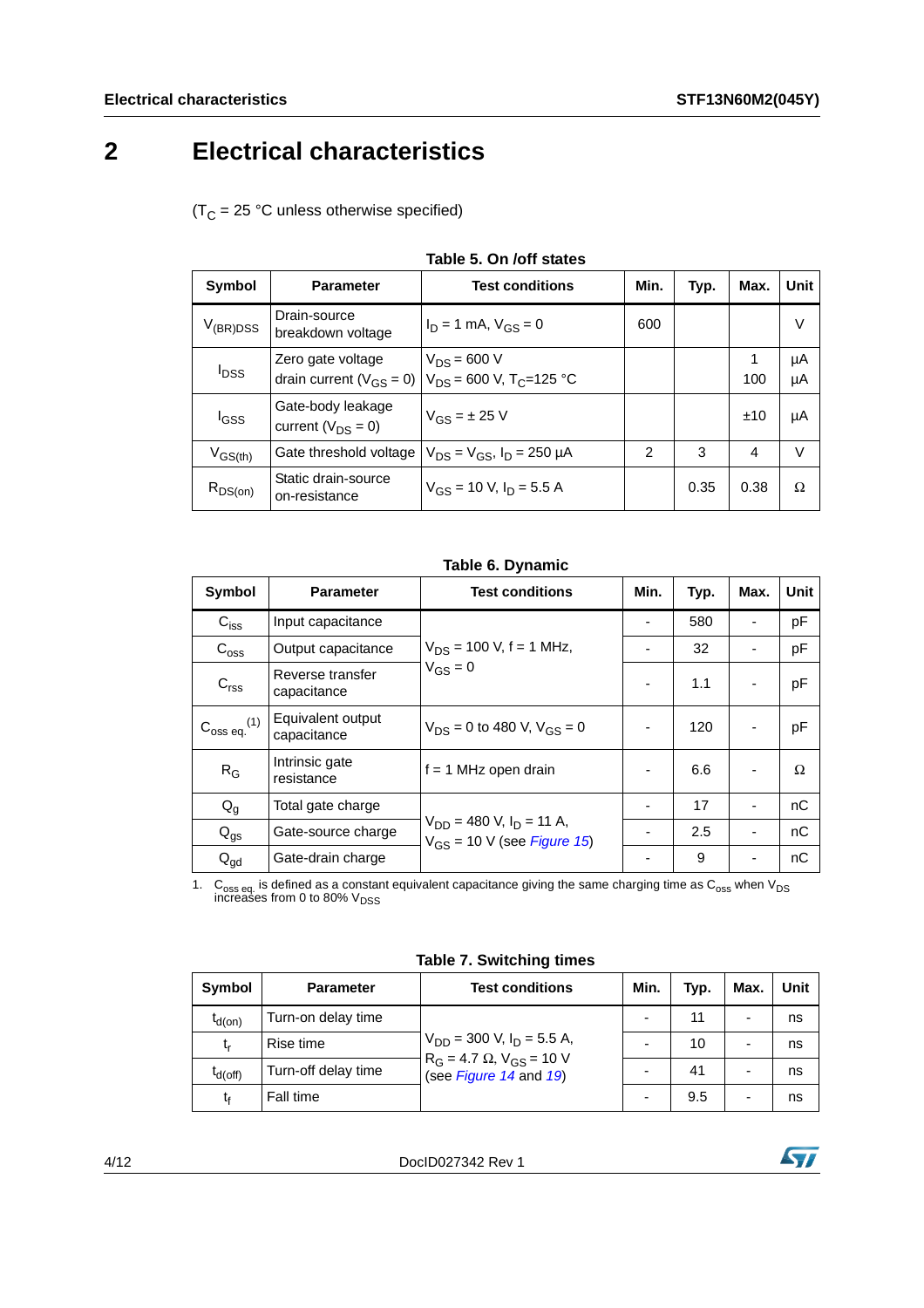# 2 Electrical characteristics

($T_C$ = 25 °C unless otherwise specified)

**Table 5. On /off states**

| Symbol | Parameter | Test conditions | Min. | Typ. | Max. | Unit |
|---|---|---|---|---|---|---|
| $V_{(BR)DSS}$ | Drain-source breakdown voltage | $I_D$ = 1 mA, $V_{GS}$ = 0 | 600 | | | V |
| $I_{DSS}$ | Zero gate voltage drain current ($V_{GS}$ = 0) | $V_{DS}$ = 600 V<br>$V_{DS}$ = 600 V, $T_C$=125 °C | | | 1<br>100 | µA<br>µA |
| $I_{GSS}$ | Gate-body leakage current ($V_{DS}$ = 0) | $V_{GS}$ = ± 25 V | | | ±10 | µA |
| $V_{GS(th)}$ | Gate threshold voltage | $V_{DS}$ = $V_{GS}$, $I_D$ = 250 µA | 2 | 3 | 4 | V |
| $R_{DS(on)}$ | Static drain-source on-resistance | $V_{GS}$ = 10 V, $I_D$ = 5.5 A | | 0.35 | 0.38 | Ω |

**Table 6. Dynamic**

| Symbol | Parameter | Test conditions | Min. | Typ. | Max. | Unit |
|---|---|---|---|---|---|---|
| $C_{iss}$ | Input capacitance | $V_{DS}$ = 100 V, f = 1 MHz, $V_{GS}$ = 0 | - | 580 | - | pF |
| $C_{oss}$ | Output capacitance | | - | 32 | - | pF |
| $C_{rss}$ | Reverse transfer capacitance | | - | 1.1 | - | pF |
| $C_{oss\ eq.}$ (1) | Equivalent output capacitance | $V_{DS}$ = 0 to 480 V, $V_{GS}$ = 0 | - | 120 | - | pF |
| $R_G$ | Intrinsic gate resistance | f = 1 MHz open drain | - | 6.6 | - | Ω |
| $Q_g$ | Total gate charge | $V_{DD}$ = 480 V, $I_D$ = 11 A, $V_{GS}$ = 10 V (see *Figure 15*) | - | 17 | - | nC |
| $Q_{gs}$ | Gate-source charge | | - | 2.5 | - | nC |
| $Q_{gd}$ | Gate-drain charge | | - | 9 | - | nC |

1. $C_{oss\ eq.}$ is defined as a constant equivalent capacitance giving the same charging time as $C_{oss}$ when $V_{DS}$ increases from 0 to 80% $V_{DSS}$

**Table 7. Switching times**

| Symbol | Parameter | Test conditions | Min. | Typ. | Max. | Unit |
|---|---|---|---|---|---|---|
| $t_{d(on)}$ | Turn-on delay time | $V_{DD}$ = 300 V, $I_D$ = 5.5 A, $R_G$ = 4.7 Ω, $V_{GS}$ = 10 V (see *Figure 14* and *19*) | - | 11 | - | ns |
| $t_r$ | Rise time | | - | 10 | - | ns |
| $t_{d(off)}$ | Turn-off delay time | | - | 41 | - | ns |
| $t_f$ | Fall time | | - | 9.5 | - | ns |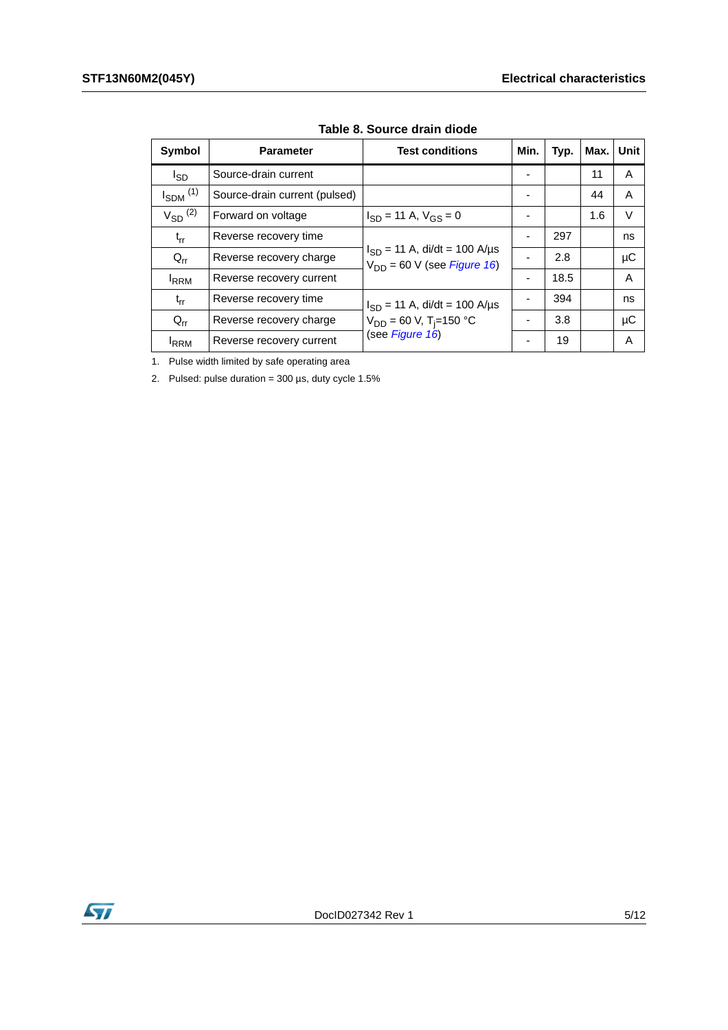**Table 8. Source drain diode**

| Symbol | Parameter | Test conditions | Min. | Typ. | Max. | Unit |
|---|---|---|---|---|---|---|
| $I_{SD}$ | Source-drain current | | - | | 11 | A |
| $I_{SDM}$ (1) | Source-drain current (pulsed) | | - | | 44 | A |
| $V_{SD}$ (2) | Forward on voltage | $I_{SD}$ = 11 A, $V_{GS}$ = 0 | - | | 1.6 | V |
| $t_{rr}$ | Reverse recovery time | $I_{SD}$ = 11 A, di/dt = 100 A/µs $V_{DD}$ = 60 V (see *Figure 16*) | - | 297 | | ns |
| $Q_{rr}$ | Reverse recovery charge | | - | 2.8 | | µC |
| $I_{RRM}$ | Reverse recovery current | | - | 18.5 | | A |
| $t_{rr}$ | Reverse recovery time | $I_{SD}$ = 11 A, di/dt = 100 A/µs $V_{DD}$ = 60 V, $T_j$=150 °C (see *Figure 16*) | - | 394 | | ns |
| $Q_{rr}$ | Reverse recovery charge | | - | 3.8 | | µC |
| $I_{RRM}$ | Reverse recovery current | | - | 19 | | A |

1. Pulse width limited by safe operating area
2. Pulsed: pulse duration = 300 µs, duty cycle 1.5%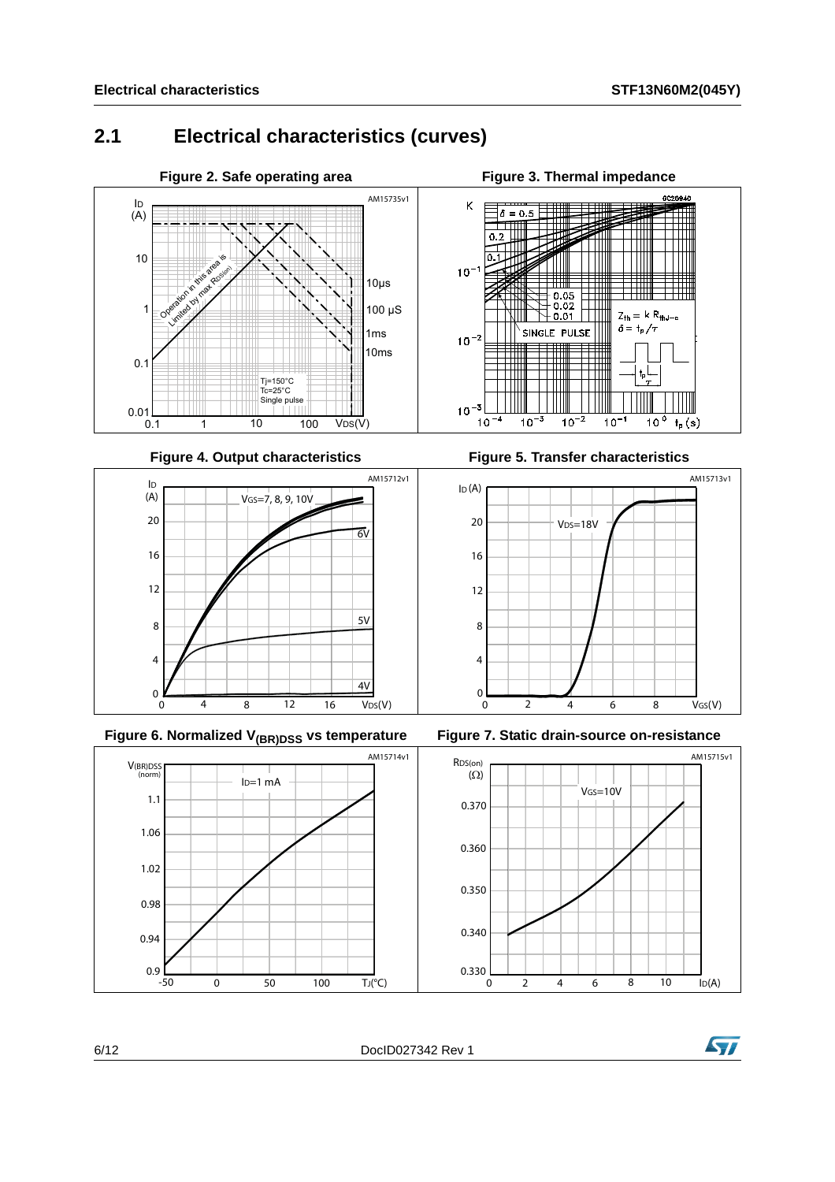## 2.1 Electrical characteristics (curves)

Figure 2. Safe operating area

Figure 3. Thermal impedance

Figure 4. Output characteristics

Figure 5. Transfer characteristics

Figure 6. Normalized $V_{(BR)DSS}$ vs temperature

Figure 7. Static drain-source on-resistance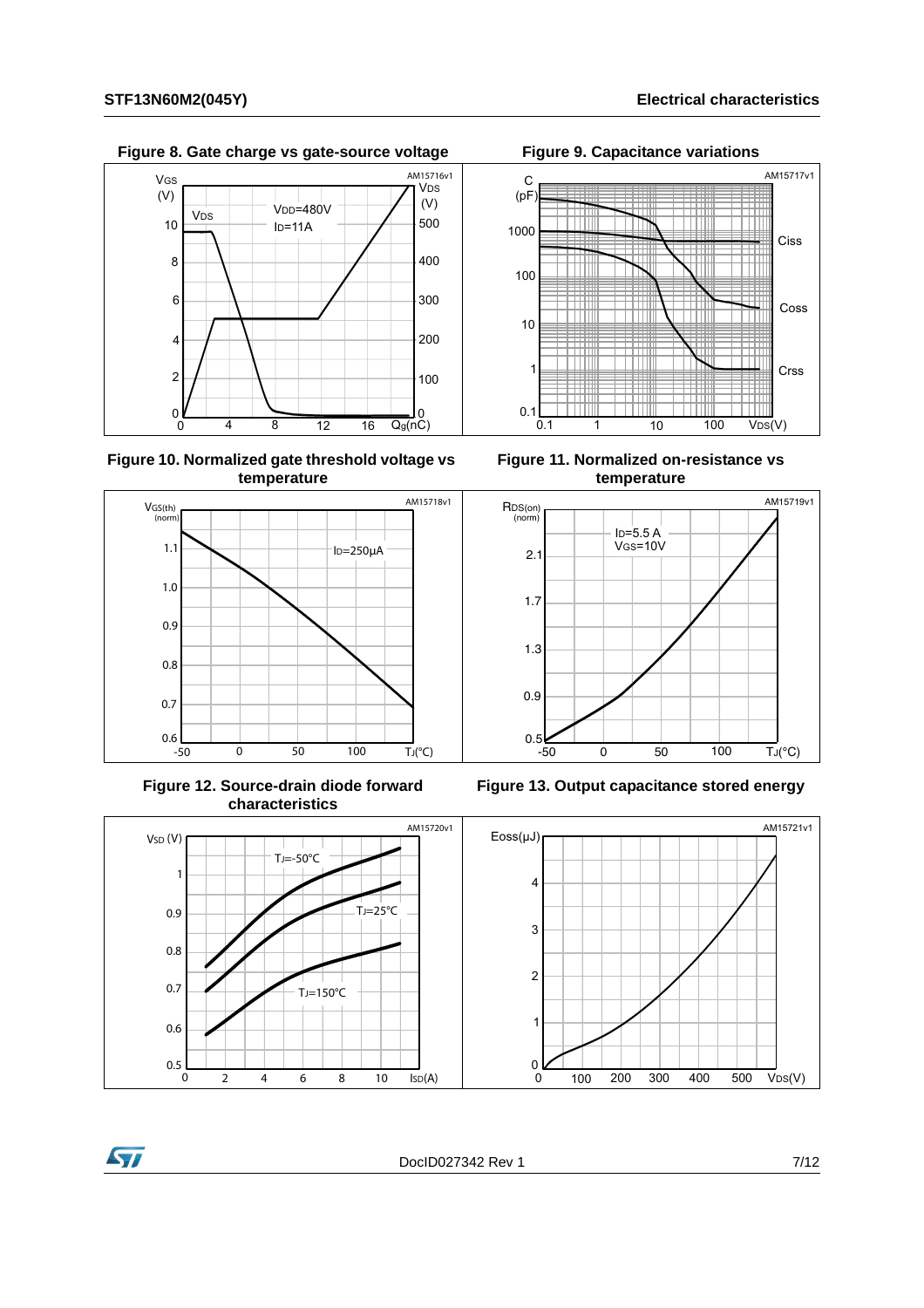Figure 8. Gate charge vs gate-source voltage

Figure 9. Capacitance variations

Figure 10. Normalized gate threshold voltage vs temperature

Figure 11. Normalized on-resistance vs temperature

Figure 12. Source-drain diode forward characteristics

Figure 13. Output capacitance stored energy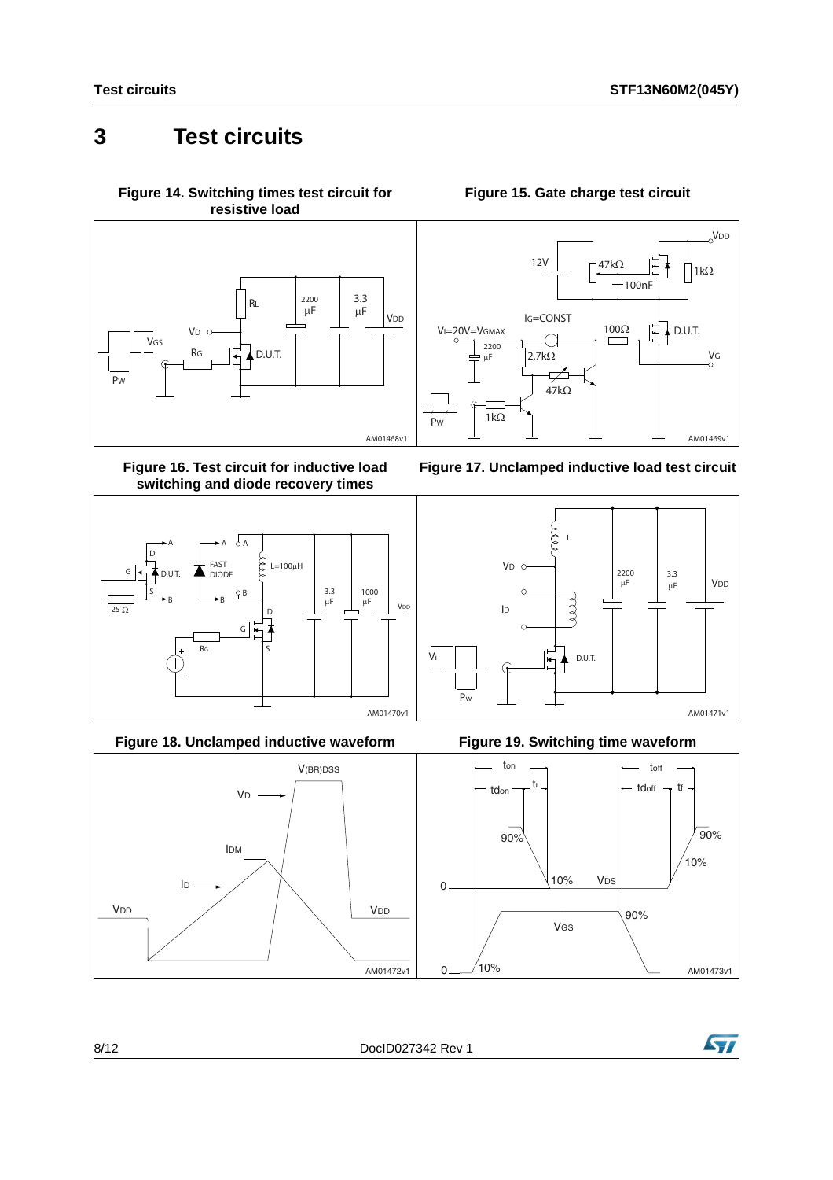# 3 Test circuits

**Figure 14. Switching times test circuit for resistive load**

**Figure 15. Gate charge test circuit**

**Figure 16. Test circuit for inductive load switching and diode recovery times**

**Figure 17. Unclamped inductive load test circuit**

**Figure 18. Unclamped inductive waveform**

**Figure 19. Switching time waveform**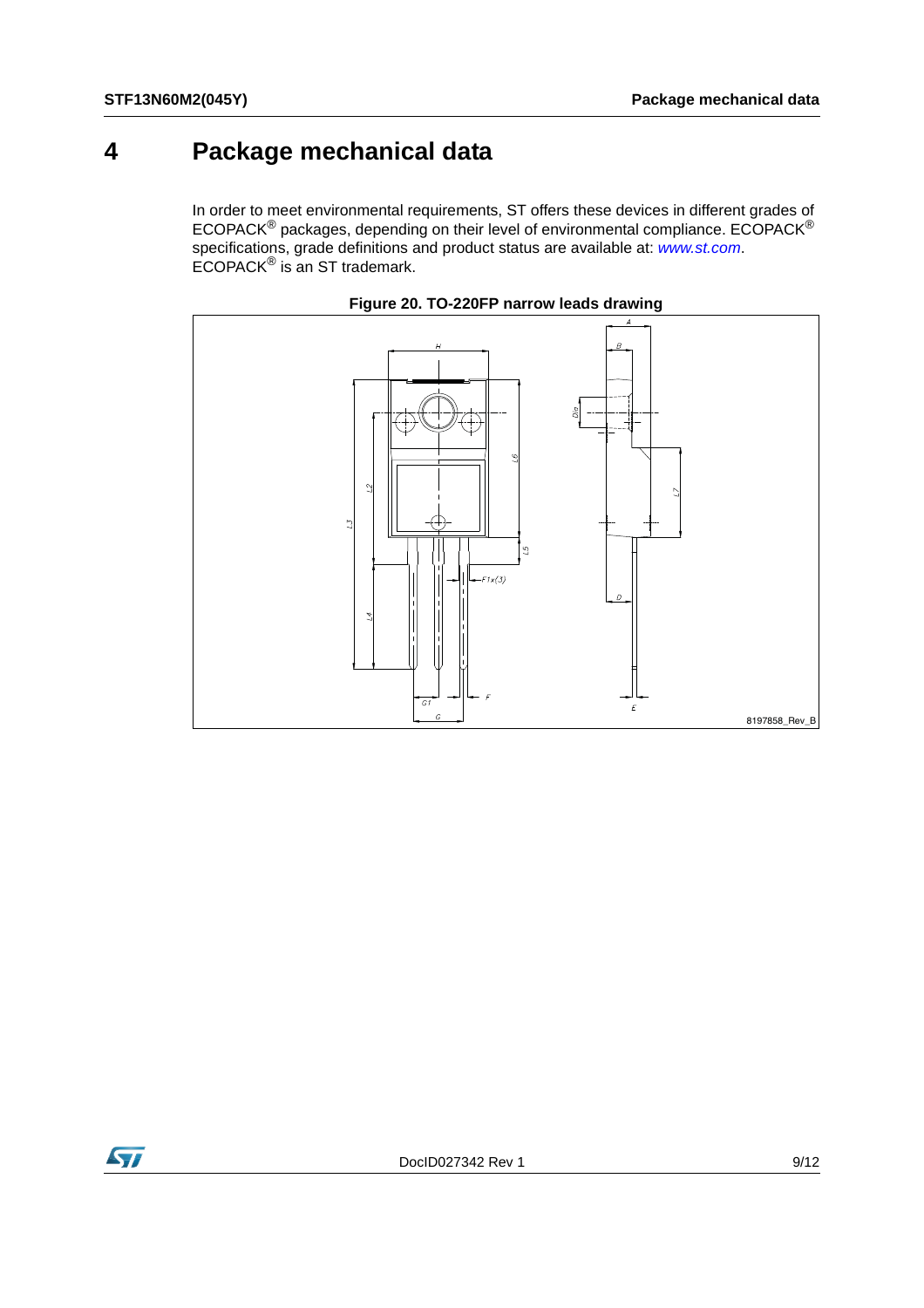# 4 Package mechanical data

In order to meet environmental requirements, ST offers these devices in different grades of ECOPACK® packages, depending on their level of environmental compliance. ECOPACK® specifications, grade definitions and product status are available at: *www.st.com*. ECOPACK® is an ST trademark.

**Figure 20. TO-220FP narrow leads drawing**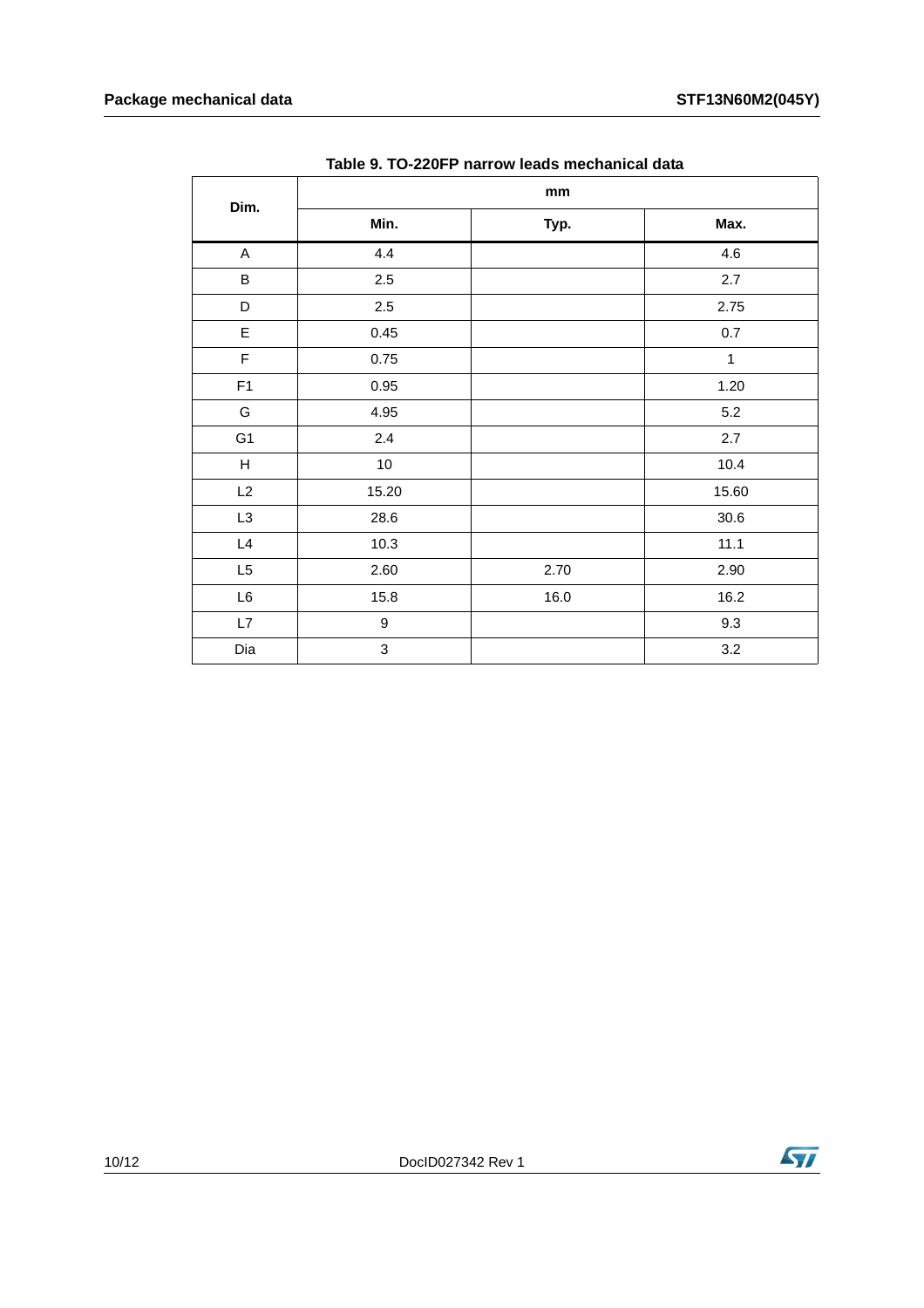**Table 9. TO-220FP narrow leads mechanical data**

| Dim. | mm | | |
|---|---|---|---|
| | Min. | Typ. | Max. |
| A | 4.4 | | 4.6 |
| B | 2.5 | | 2.7 |
| D | 2.5 | | 2.75 |
| E | 0.45 | | 0.7 |
| F | 0.75 | | 1 |
| F1 | 0.95 | | 1.20 |
| G | 4.95 | | 5.2 |
| G1 | 2.4 | | 2.7 |
| H | 10 | | 10.4 |
| L2 | 15.20 | | 15.60 |
| L3 | 28.6 | | 30.6 |
| L4 | 10.3 | | 11.1 |
| L5 | 2.60 | 2.70 | 2.90 |
| L6 | 15.8 | 16.0 | 16.2 |
| L7 | 9 | | 9.3 |
| Dia | 3 | | 3.2 |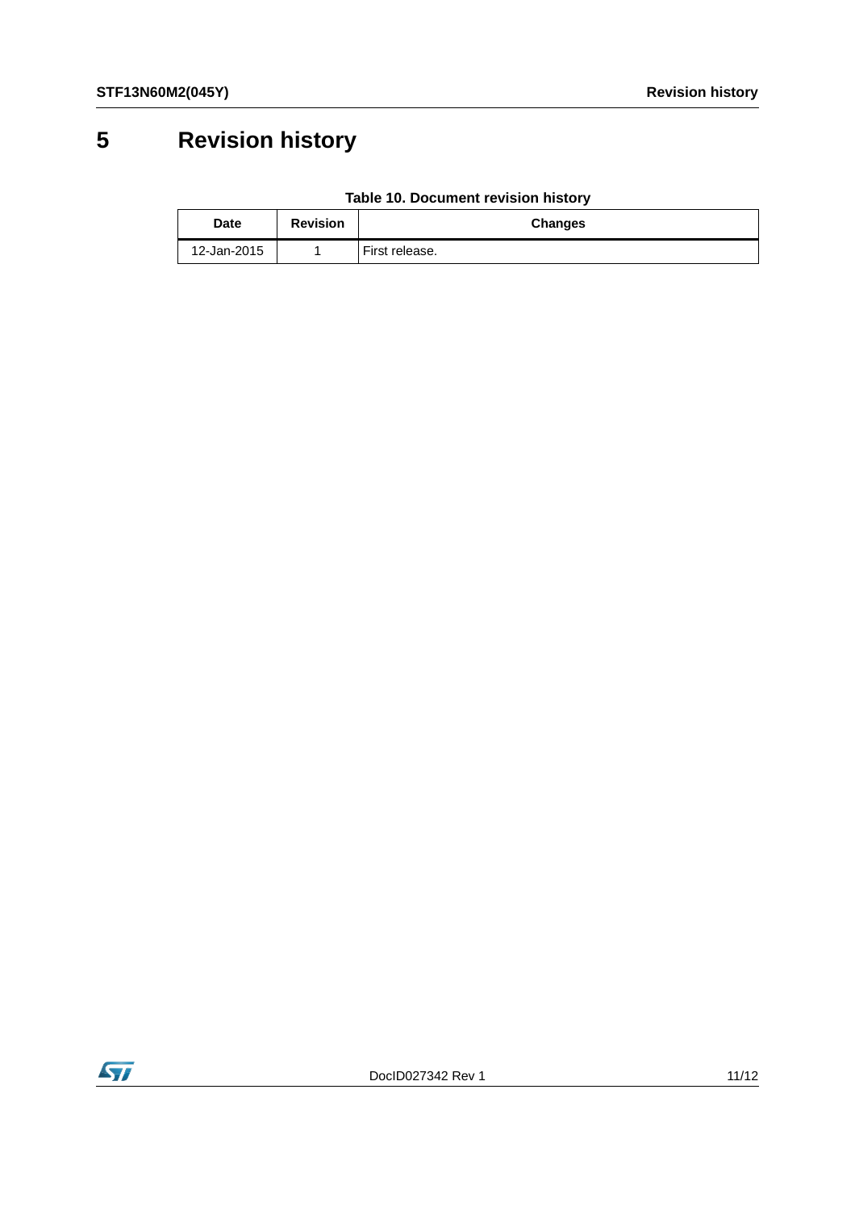# 5 Revision history

**Table 10. Document revision history**

| Date | Revision | Changes |
| --- | --- | --- |
| 12-Jan-2015 | 1 | First release. |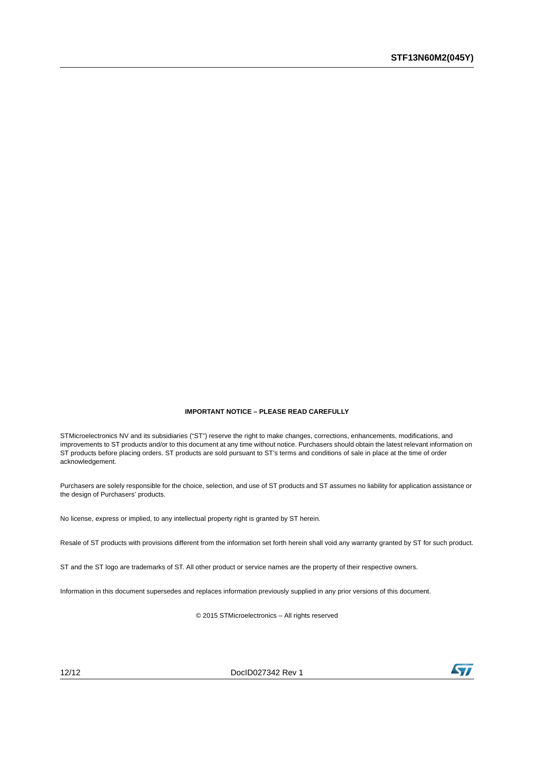**IMPORTANT NOTICE – PLEASE READ CAREFULLY**

STMicroelectronics NV and its subsidiaries ("ST") reserve the right to make changes, corrections, enhancements, modifications, and improvements to ST products and/or to this document at any time without notice. Purchasers should obtain the latest relevant information on ST products before placing orders. ST products are sold pursuant to ST's terms and conditions of sale in place at the time of order acknowledgement.

Purchasers are solely responsible for the choice, selection, and use of ST products and ST assumes no liability for application assistance or the design of Purchasers' products.

No license, express or implied, to any intellectual property right is granted by ST herein.

Resale of ST products with provisions different from the information set forth herein shall void any warranty granted by ST for such product.

ST and the ST logo are trademarks of ST. All other product or service names are the property of their respective owners.

Information in this document supersedes and replaces information previously supplied in any prior versions of this document.

© 2015 STMicroelectronics – All rights reserved